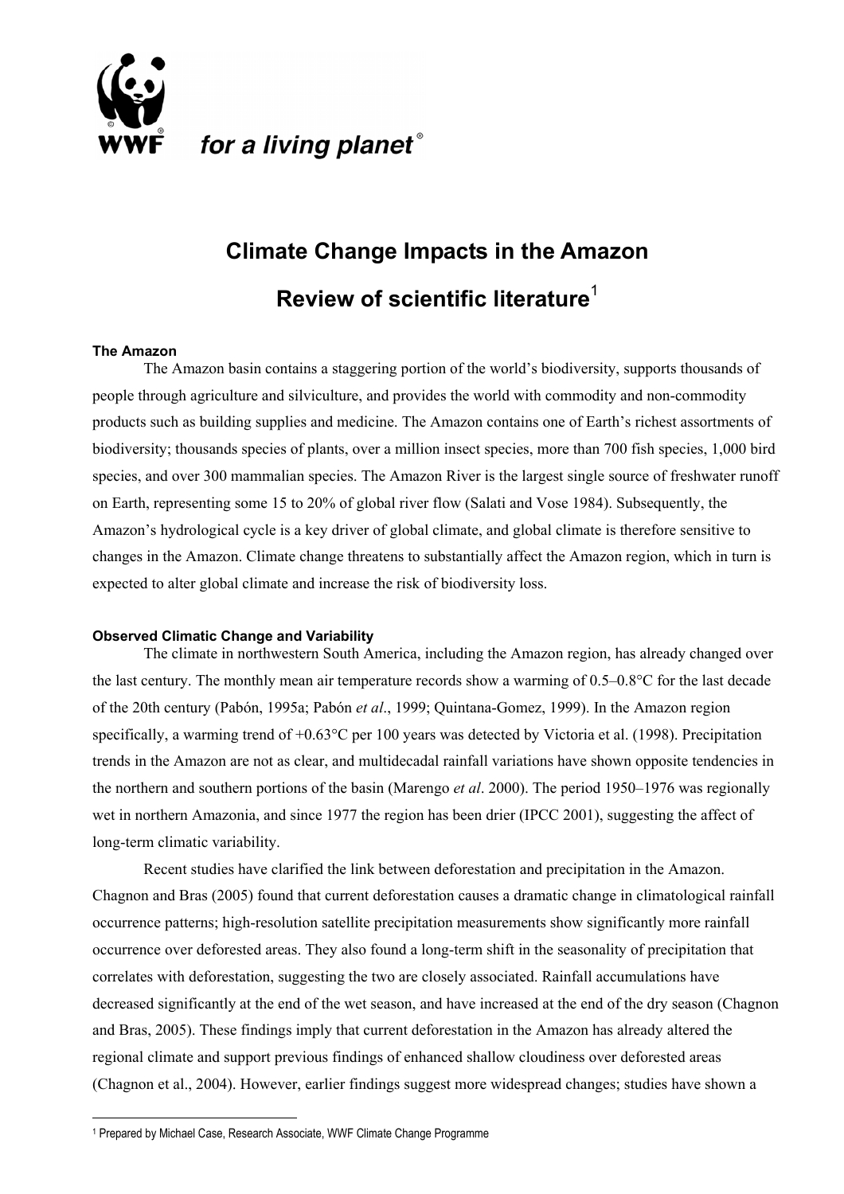WWF for a living planet®

# Climate Change Impacts in the Amazon

# Review of scientific literature[1]

### The Amazon

The Amazon basin contains a staggering portion of the world's biodiversity, supports thousands of people through agriculture and silviculture, and provides the world with commodity and non-commodity products such as building supplies and medicine. The Amazon contains one of Earth's richest assortments of biodiversity; thousands species of plants, over a million insect species, more than 700 fish species, 1,000 bird species, and over 300 mammalian species. The Amazon River is the largest single source of freshwater runoff on Earth, representing some 15 to 20% of global river flow (Salati and Vose 1984). Subsequently, the Amazon's hydrological cycle is a key driver of global climate, and global climate is therefore sensitive to changes in the Amazon. Climate change threatens to substantially affect the Amazon region, which in turn is expected to alter global climate and increase the risk of biodiversity loss.

### Observed Climatic Change and Variability

The climate in northwestern South America, including the Amazon region, has already changed over the last century. The monthly mean air temperature records show a warming of 0.5–0.8°C for the last decade of the 20th century (Pabón, 1995a; Pabón *et al*., 1999; Quintana-Gomez, 1999). In the Amazon region specifically, a warming trend of +0.63°C per 100 years was detected by Victoria et al. (1998). Precipitation trends in the Amazon are not as clear, and multidecadal rainfall variations have shown opposite tendencies in the northern and southern portions of the basin (Marengo *et al*. 2000). The period 1950–1976 was regionally wet in northern Amazonia, and since 1977 the region has been drier (IPCC 2001), suggesting the affect of long-term climatic variability.

Recent studies have clarified the link between deforestation and precipitation in the Amazon. Chagnon and Bras (2005) found that current deforestation causes a dramatic change in climatological rainfall occurrence patterns; high-resolution satellite precipitation measurements show significantly more rainfall occurrence over deforested areas. They also found a long-term shift in the seasonality of precipitation that correlates with deforestation, suggesting the two are closely associated. Rainfall accumulations have decreased significantly at the end of the wet season, and have increased at the end of the dry season (Chagnon and Bras, 2005). These findings imply that current deforestation in the Amazon has already altered the regional climate and support previous findings of enhanced shallow cloudiness over deforested areas (Chagnon et al., 2004). However, earlier findings suggest more widespread changes; studies have shown a

[1] Prepared by Michael Case, Research Associate, WWF Climate Change Programme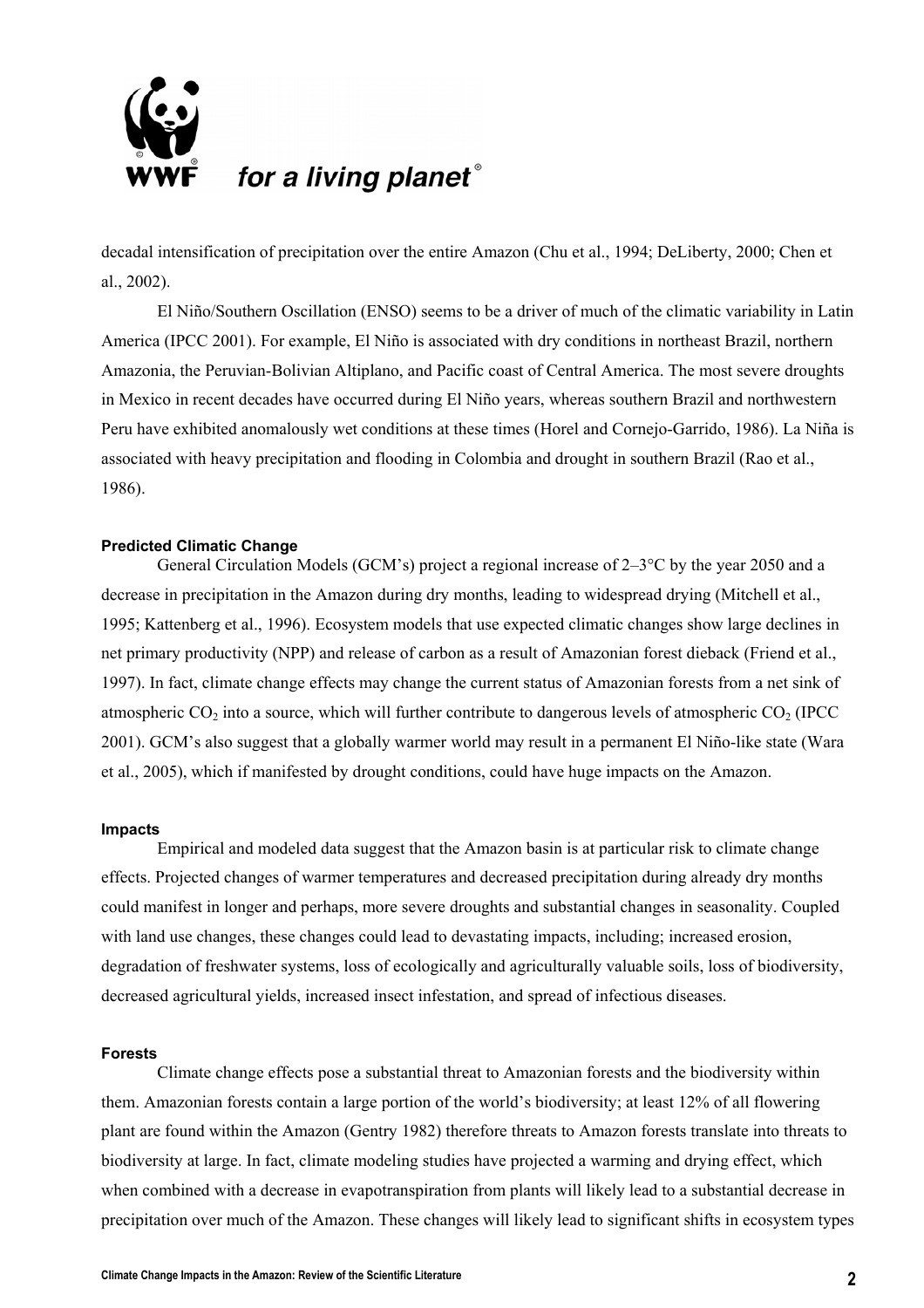decadal intensification of precipitation over the entire Amazon (Chu et al., 1994; DeLiberty, 2000; Chen et al., 2002).

El Niño/Southern Oscillation (ENSO) seems to be a driver of much of the climatic variability in Latin America (IPCC 2001). For example, El Niño is associated with dry conditions in northeast Brazil, northern Amazonia, the Peruvian-Bolivian Altiplano, and Pacific coast of Central America. The most severe droughts in Mexico in recent decades have occurred during El Niño years, whereas southern Brazil and northwestern Peru have exhibited anomalously wet conditions at these times (Horel and Cornejo-Garrido, 1986). La Niña is associated with heavy precipitation and flooding in Colombia and drought in southern Brazil (Rao et al., 1986).

#### Predicted Climatic Change

General Circulation Models (GCM's) project a regional increase of 2–3°C by the year 2050 and a decrease in precipitation in the Amazon during dry months, leading to widespread drying (Mitchell et al., 1995; Kattenberg et al., 1996). Ecosystem models that use expected climatic changes show large declines in net primary productivity (NPP) and release of carbon as a result of Amazonian forest dieback (Friend et al., 1997). In fact, climate change effects may change the current status of Amazonian forests from a net sink of atmospheric $CO_2$ into a source, which will further contribute to dangerous levels of atmospheric $CO_2$ (IPCC 2001). GCM's also suggest that a globally warmer world may result in a permanent El Niño-like state (Wara et al., 2005), which if manifested by drought conditions, could have huge impacts on the Amazon.

#### Impacts

Empirical and modeled data suggest that the Amazon basin is at particular risk to climate change effects. Projected changes of warmer temperatures and decreased precipitation during already dry months could manifest in longer and perhaps, more severe droughts and substantial changes in seasonality. Coupled with land use changes, these changes could lead to devastating impacts, including; increased erosion, degradation of freshwater systems, loss of ecologically and agriculturally valuable soils, loss of biodiversity, decreased agricultural yields, increased insect infestation, and spread of infectious diseases.

#### Forests

Climate change effects pose a substantial threat to Amazonian forests and the biodiversity within them. Amazonian forests contain a large portion of the world's biodiversity; at least 12% of all flowering plant are found within the Amazon (Gentry 1982) therefore threats to Amazon forests translate into threats to biodiversity at large. In fact, climate modeling studies have projected a warming and drying effect, which when combined with a decrease in evapotranspiration from plants will likely lead to a substantial decrease in precipitation over much of the Amazon. These changes will likely lead to significant shifts in ecosystem types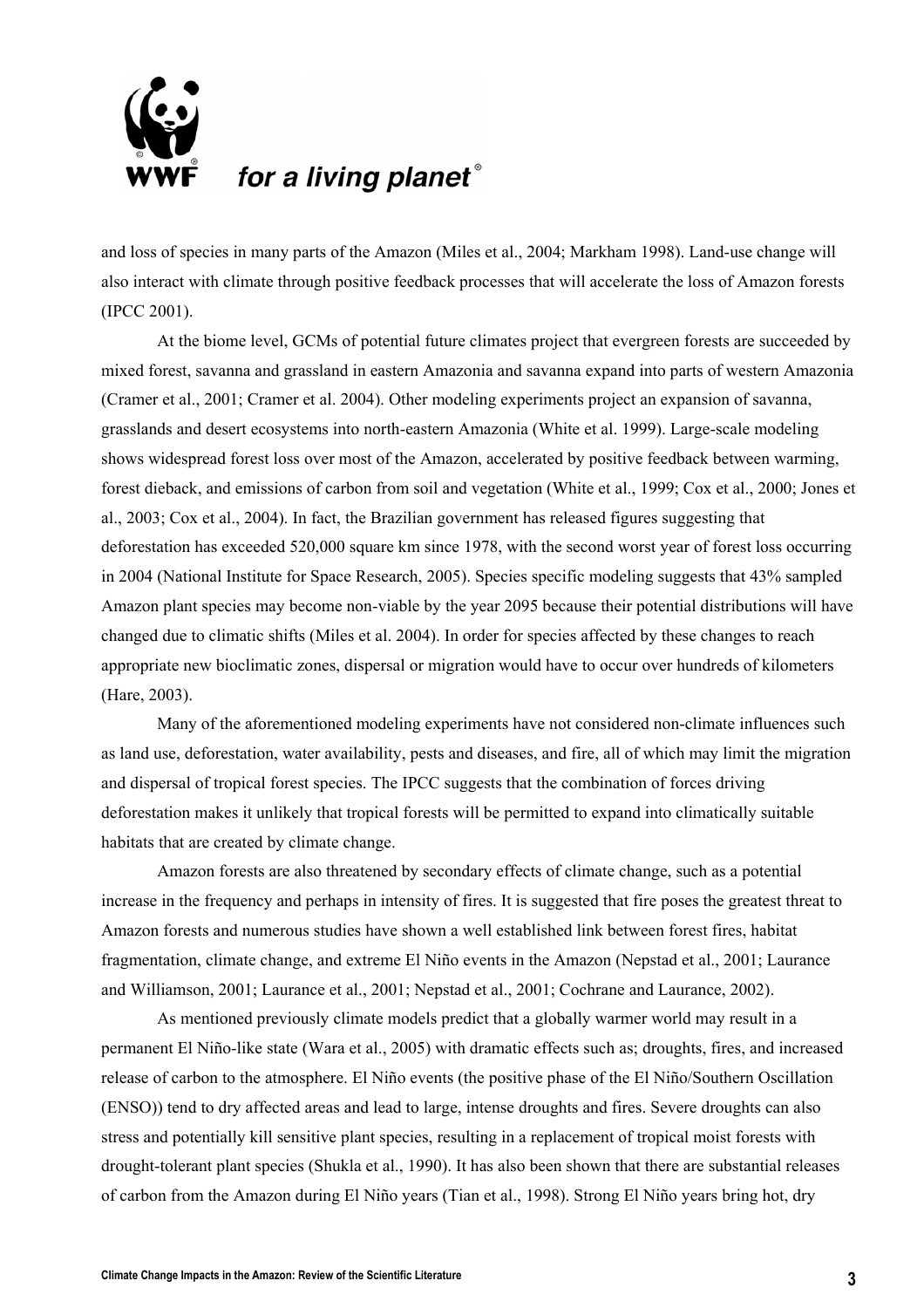and loss of species in many parts of the Amazon (Miles et al., 2004; Markham 1998). Land-use change will also interact with climate through positive feedback processes that will accelerate the loss of Amazon forests (IPCC 2001).

At the biome level, GCMs of potential future climates project that evergreen forests are succeeded by mixed forest, savanna and grassland in eastern Amazonia and savanna expand into parts of western Amazonia (Cramer et al., 2001; Cramer et al. 2004). Other modeling experiments project an expansion of savanna, grasslands and desert ecosystems into north-eastern Amazonia (White et al. 1999). Large-scale modeling shows widespread forest loss over most of the Amazon, accelerated by positive feedback between warming, forest dieback, and emissions of carbon from soil and vegetation (White et al., 1999; Cox et al., 2000; Jones et al., 2003; Cox et al., 2004). In fact, the Brazilian government has released figures suggesting that deforestation has exceeded 520,000 square km since 1978, with the second worst year of forest loss occurring in 2004 (National Institute for Space Research, 2005). Species specific modeling suggests that 43% sampled Amazon plant species may become non-viable by the year 2095 because their potential distributions will have changed due to climatic shifts (Miles et al. 2004). In order for species affected by these changes to reach appropriate new bioclimatic zones, dispersal or migration would have to occur over hundreds of kilometers (Hare, 2003).

Many of the aforementioned modeling experiments have not considered non-climate influences such as land use, deforestation, water availability, pests and diseases, and fire, all of which may limit the migration and dispersal of tropical forest species. The IPCC suggests that the combination of forces driving deforestation makes it unlikely that tropical forests will be permitted to expand into climatically suitable habitats that are created by climate change.

Amazon forests are also threatened by secondary effects of climate change, such as a potential increase in the frequency and perhaps in intensity of fires. It is suggested that fire poses the greatest threat to Amazon forests and numerous studies have shown a well established link between forest fires, habitat fragmentation, climate change, and extreme El Niño events in the Amazon (Nepstad et al., 2001; Laurance and Williamson, 2001; Laurance et al., 2001; Nepstad et al., 2001; Cochrane and Laurance, 2002).

As mentioned previously climate models predict that a globally warmer world may result in a permanent El Niño-like state (Wara et al., 2005) with dramatic effects such as; droughts, fires, and increased release of carbon to the atmosphere. El Niño events (the positive phase of the El Niño/Southern Oscillation (ENSO)) tend to dry affected areas and lead to large, intense droughts and fires. Severe droughts can also stress and potentially kill sensitive plant species, resulting in a replacement of tropical moist forests with drought-tolerant plant species (Shukla et al., 1990). It has also been shown that there are substantial releases of carbon from the Amazon during El Niño years (Tian et al., 1998). Strong El Niño years bring hot, dry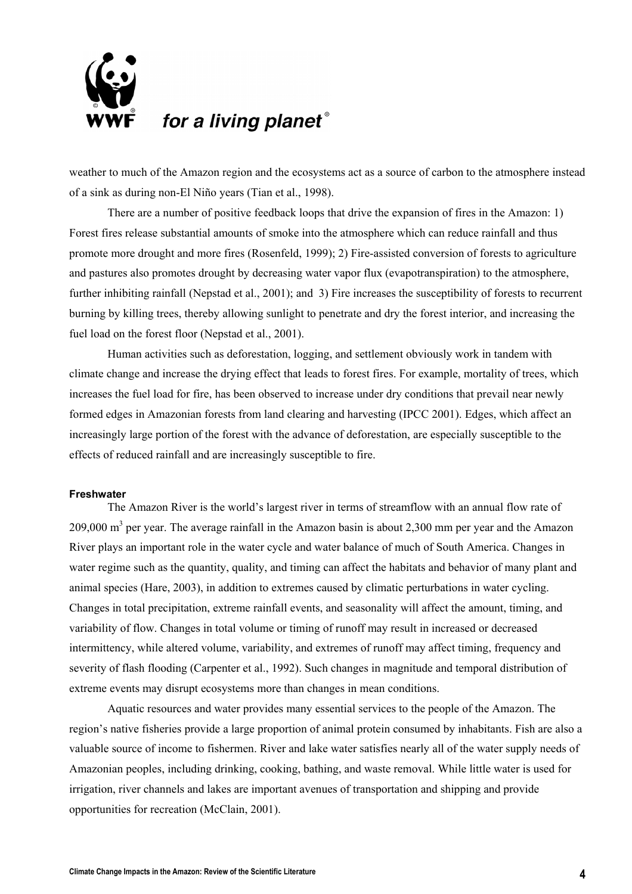weather to much of the Amazon region and the ecosystems act as a source of carbon to the atmosphere instead of a sink as during non-El Niño years (Tian et al., 1998).

There are a number of positive feedback loops that drive the expansion of fires in the Amazon: 1) Forest fires release substantial amounts of smoke into the atmosphere which can reduce rainfall and thus promote more drought and more fires (Rosenfeld, 1999); 2) Fire-assisted conversion of forests to agriculture and pastures also promotes drought by decreasing water vapor flux (evapotranspiration) to the atmosphere, further inhibiting rainfall (Nepstad et al., 2001); and 3) Fire increases the susceptibility of forests to recurrent burning by killing trees, thereby allowing sunlight to penetrate and dry the forest interior, and increasing the fuel load on the forest floor (Nepstad et al., 2001).

Human activities such as deforestation, logging, and settlement obviously work in tandem with climate change and increase the drying effect that leads to forest fires. For example, mortality of trees, which increases the fuel load for fire, has been observed to increase under dry conditions that prevail near newly formed edges in Amazonian forests from land clearing and harvesting (IPCC 2001). Edges, which affect an increasingly large portion of the forest with the advance of deforestation, are especially susceptible to the effects of reduced rainfall and are increasingly susceptible to fire.

#### Freshwater

The Amazon River is the world's largest river in terms of streamflow with an annual flow rate of 209,000 $m^3$ per year. The average rainfall in the Amazon basin is about 2,300 mm per year and the Amazon River plays an important role in the water cycle and water balance of much of South America. Changes in water regime such as the quantity, quality, and timing can affect the habitats and behavior of many plant and animal species (Hare, 2003), in addition to extremes caused by climatic perturbations in water cycling. Changes in total precipitation, extreme rainfall events, and seasonality will affect the amount, timing, and variability of flow. Changes in total volume or timing of runoff may result in increased or decreased intermittency, while altered volume, variability, and extremes of runoff may affect timing, frequency and severity of flash flooding (Carpenter et al., 1992). Such changes in magnitude and temporal distribution of extreme events may disrupt ecosystems more than changes in mean conditions.

Aquatic resources and water provides many essential services to the people of the Amazon. The region's native fisheries provide a large proportion of animal protein consumed by inhabitants. Fish are also a valuable source of income to fishermen. River and lake water satisfies nearly all of the water supply needs of Amazonian peoples, including drinking, cooking, bathing, and waste removal. While little water is used for irrigation, river channels and lakes are important avenues of transportation and shipping and provide opportunities for recreation (McClain, 2001).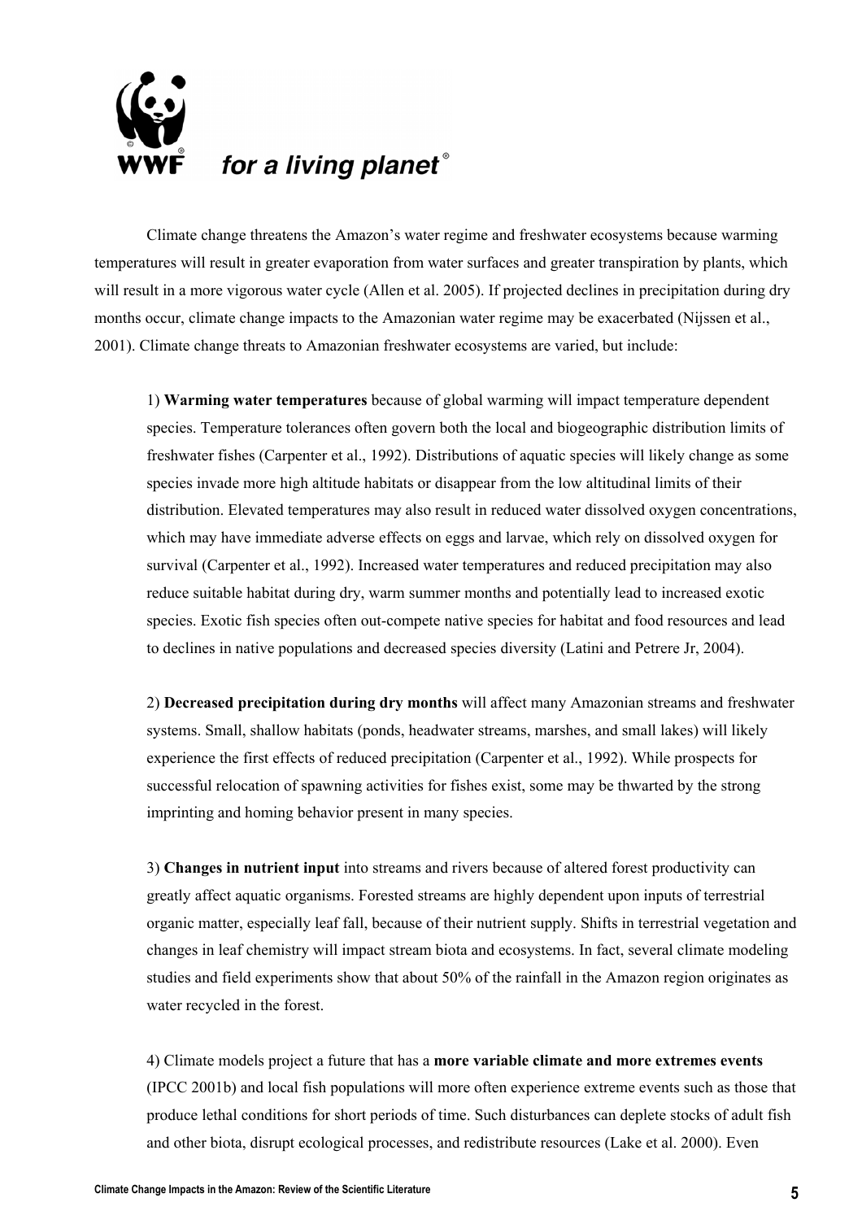Climate change threatens the Amazon's water regime and freshwater ecosystems because warming temperatures will result in greater evaporation from water surfaces and greater transpiration by plants, which will result in a more vigorous water cycle (Allen et al. 2005). If projected declines in precipitation during dry months occur, climate change impacts to the Amazonian water regime may be exacerbated (Nijssen et al., 2001). Climate change threats to Amazonian freshwater ecosystems are varied, but include:

1) **Warming water temperatures** because of global warming will impact temperature dependent species. Temperature tolerances often govern both the local and biogeographic distribution limits of freshwater fishes (Carpenter et al., 1992). Distributions of aquatic species will likely change as some species invade more high altitude habitats or disappear from the low altitudinal limits of their distribution. Elevated temperatures may also result in reduced water dissolved oxygen concentrations, which may have immediate adverse effects on eggs and larvae, which rely on dissolved oxygen for survival (Carpenter et al., 1992). Increased water temperatures and reduced precipitation may also reduce suitable habitat during dry, warm summer months and potentially lead to increased exotic species. Exotic fish species often out-compete native species for habitat and food resources and lead to declines in native populations and decreased species diversity (Latini and Petrere Jr, 2004).

2) **Decreased precipitation during dry months** will affect many Amazonian streams and freshwater systems. Small, shallow habitats (ponds, headwater streams, marshes, and small lakes) will likely experience the first effects of reduced precipitation (Carpenter et al., 1992). While prospects for successful relocation of spawning activities for fishes exist, some may be thwarted by the strong imprinting and homing behavior present in many species.

3) **Changes in nutrient input** into streams and rivers because of altered forest productivity can greatly affect aquatic organisms. Forested streams are highly dependent upon inputs of terrestrial organic matter, especially leaf fall, because of their nutrient supply. Shifts in terrestrial vegetation and changes in leaf chemistry will impact stream biota and ecosystems. In fact, several climate modeling studies and field experiments show that about 50% of the rainfall in the Amazon region originates as water recycled in the forest.

4) Climate models project a future that has a **more variable climate and more extremes events** (IPCC 2001b) and local fish populations will more often experience extreme events such as those that produce lethal conditions for short periods of time. Such disturbances can deplete stocks of adult fish and other biota, disrupt ecological processes, and redistribute resources (Lake et al. 2000). Even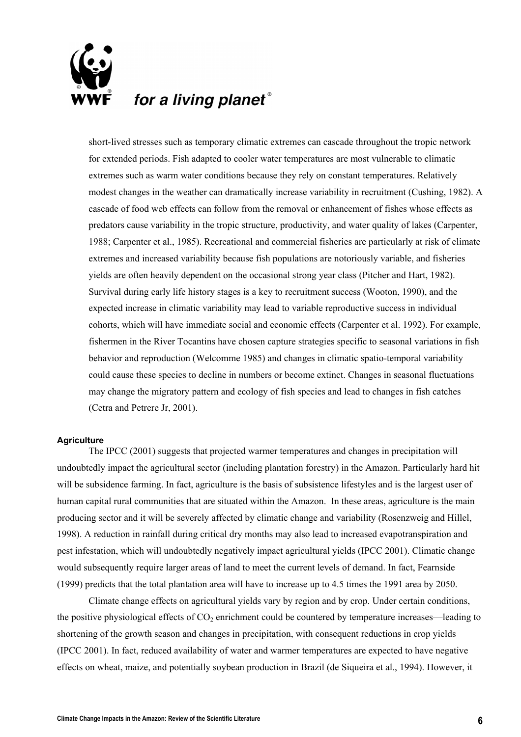short-lived stresses such as temporary climatic extremes can cascade throughout the tropic network for extended periods. Fish adapted to cooler water temperatures are most vulnerable to climatic extremes such as warm water conditions because they rely on constant temperatures. Relatively modest changes in the weather can dramatically increase variability in recruitment (Cushing, 1982). A cascade of food web effects can follow from the removal or enhancement of fishes whose effects as predators cause variability in the tropic structure, productivity, and water quality of lakes (Carpenter, 1988; Carpenter et al., 1985). Recreational and commercial fisheries are particularly at risk of climate extremes and increased variability because fish populations are notoriously variable, and fisheries yields are often heavily dependent on the occasional strong year class (Pitcher and Hart, 1982). Survival during early life history stages is a key to recruitment success (Wooton, 1990), and the expected increase in climatic variability may lead to variable reproductive success in individual cohorts, which will have immediate social and economic effects (Carpenter et al. 1992). For example, fishermen in the River Tocantins have chosen capture strategies specific to seasonal variations in fish behavior and reproduction (Welcomme 1985) and changes in climatic spatio-temporal variability could cause these species to decline in numbers or become extinct. Changes in seasonal fluctuations may change the migratory pattern and ecology of fish species and lead to changes in fish catches (Cetra and Petrere Jr, 2001).

#### Agriculture

The IPCC (2001) suggests that projected warmer temperatures and changes in precipitation will undoubtedly impact the agricultural sector (including plantation forestry) in the Amazon. Particularly hard hit will be subsidence farming. In fact, agriculture is the basis of subsistence lifestyles and is the largest user of human capital rural communities that are situated within the Amazon. In these areas, agriculture is the main producing sector and it will be severely affected by climatic change and variability (Rosenzweig and Hillel, 1998). A reduction in rainfall during critical dry months may also lead to increased evapotranspiration and pest infestation, which will undoubtedly negatively impact agricultural yields (IPCC 2001). Climatic change would subsequently require larger areas of land to meet the current levels of demand. In fact, Fearnside (1999) predicts that the total plantation area will have to increase up to 4.5 times the 1991 area by 2050.

Climate change effects on agricultural yields vary by region and by crop. Under certain conditions, the positive physiological effects of $CO_2$ enrichment could be countered by temperature increases—leading to shortening of the growth season and changes in precipitation, with consequent reductions in crop yields (IPCC 2001). In fact, reduced availability of water and warmer temperatures are expected to have negative effects on wheat, maize, and potentially soybean production in Brazil (de Siqueira et al., 1994). However, it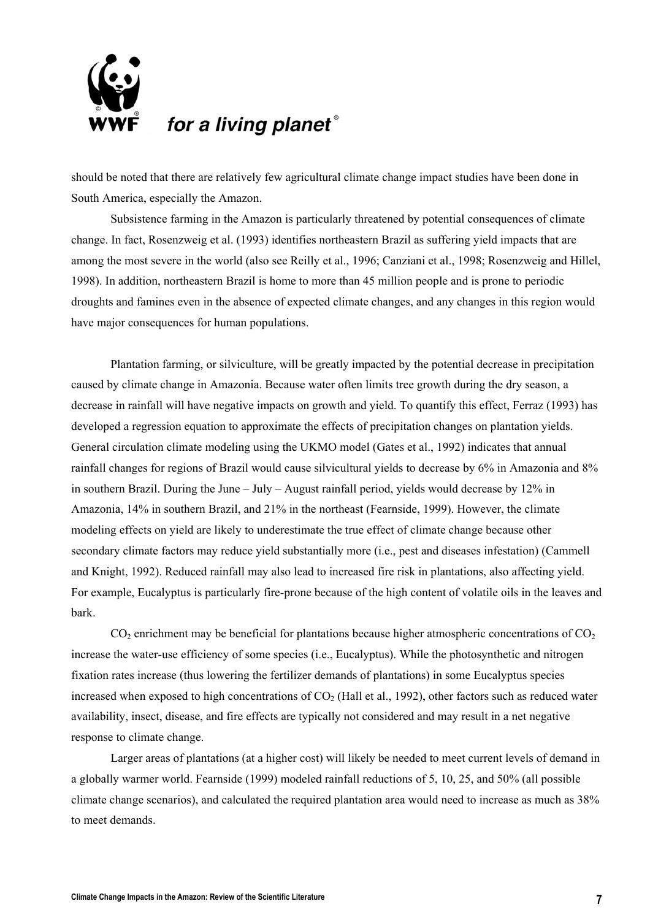should be noted that there are relatively few agricultural climate change impact studies have been done in South America, especially the Amazon.

Subsistence farming in the Amazon is particularly threatened by potential consequences of climate change. In fact, Rosenzweig et al. (1993) identifies northeastern Brazil as suffering yield impacts that are among the most severe in the world (also see Reilly et al., 1996; Canziani et al., 1998; Rosenzweig and Hillel, 1998). In addition, northeastern Brazil is home to more than 45 million people and is prone to periodic droughts and famines even in the absence of expected climate changes, and any changes in this region would have major consequences for human populations.

Plantation farming, or silviculture, will be greatly impacted by the potential decrease in precipitation caused by climate change in Amazonia. Because water often limits tree growth during the dry season, a decrease in rainfall will have negative impacts on growth and yield. To quantify this effect, Ferraz (1993) has developed a regression equation to approximate the effects of precipitation changes on plantation yields. General circulation climate modeling using the UKMO model (Gates et al., 1992) indicates that annual rainfall changes for regions of Brazil would cause silvicultural yields to decrease by 6% in Amazonia and 8% in southern Brazil. During the June – July – August rainfall period, yields would decrease by 12% in Amazonia, 14% in southern Brazil, and 21% in the northeast (Fearnside, 1999). However, the climate modeling effects on yield are likely to underestimate the true effect of climate change because other secondary climate factors may reduce yield substantially more (i.e., pest and diseases infestation) (Cammell and Knight, 1992). Reduced rainfall may also lead to increased fire risk in plantations, also affecting yield. For example, Eucalyptus is particularly fire-prone because of the high content of volatile oils in the leaves and bark.

$CO_2$ enrichment may be beneficial for plantations because higher atmospheric concentrations of $CO_2$ increase the water-use efficiency of some species (i.e., Eucalyptus). While the photosynthetic and nitrogen fixation rates increase (thus lowering the fertilizer demands of plantations) in some Eucalyptus species increased when exposed to high concentrations of $CO_2$ (Hall et al., 1992), other factors such as reduced water availability, insect, disease, and fire effects are typically not considered and may result in a net negative response to climate change.

Larger areas of plantations (at a higher cost) will likely be needed to meet current levels of demand in a globally warmer world. Fearnside (1999) modeled rainfall reductions of 5, 10, 25, and 50% (all possible climate change scenarios), and calculated the required plantation area would need to increase as much as 38% to meet demands.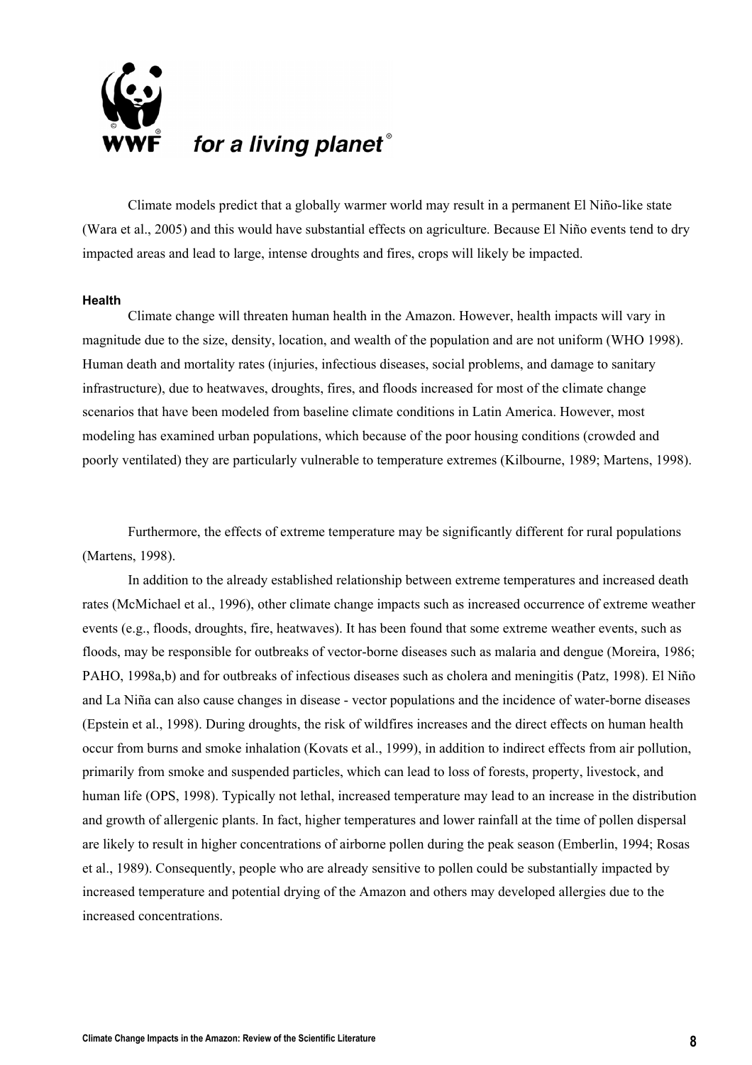Climate models predict that a globally warmer world may result in a permanent El Niño-like state (Wara et al., 2005) and this would have substantial effects on agriculture. Because El Niño events tend to dry impacted areas and lead to large, intense droughts and fires, crops will likely be impacted.

#### Health

Climate change will threaten human health in the Amazon. However, health impacts will vary in magnitude due to the size, density, location, and wealth of the population and are not uniform (WHO 1998). Human death and mortality rates (injuries, infectious diseases, social problems, and damage to sanitary infrastructure), due to heatwaves, droughts, fires, and floods increased for most of the climate change scenarios that have been modeled from baseline climate conditions in Latin America. However, most modeling has examined urban populations, which because of the poor housing conditions (crowded and poorly ventilated) they are particularly vulnerable to temperature extremes (Kilbourne, 1989; Martens, 1998).

Furthermore, the effects of extreme temperature may be significantly different for rural populations (Martens, 1998).

In addition to the already established relationship between extreme temperatures and increased death rates (McMichael et al., 1996), other climate change impacts such as increased occurrence of extreme weather events (e.g., floods, droughts, fire, heatwaves). It has been found that some extreme weather events, such as floods, may be responsible for outbreaks of vector-borne diseases such as malaria and dengue (Moreira, 1986; PAHO, 1998a,b) and for outbreaks of infectious diseases such as cholera and meningitis (Patz, 1998). El Niño and La Niña can also cause changes in disease - vector populations and the incidence of water-borne diseases (Epstein et al., 1998). During droughts, the risk of wildfires increases and the direct effects on human health occur from burns and smoke inhalation (Kovats et al., 1999), in addition to indirect effects from air pollution, primarily from smoke and suspended particles, which can lead to loss of forests, property, livestock, and human life (OPS, 1998). Typically not lethal, increased temperature may lead to an increase in the distribution and growth of allergenic plants. In fact, higher temperatures and lower rainfall at the time of pollen dispersal are likely to result in higher concentrations of airborne pollen during the peak season (Emberlin, 1994; Rosas et al., 1989). Consequently, people who are already sensitive to pollen could be substantially impacted by increased temperature and potential drying of the Amazon and others may developed allergies due to the increased concentrations.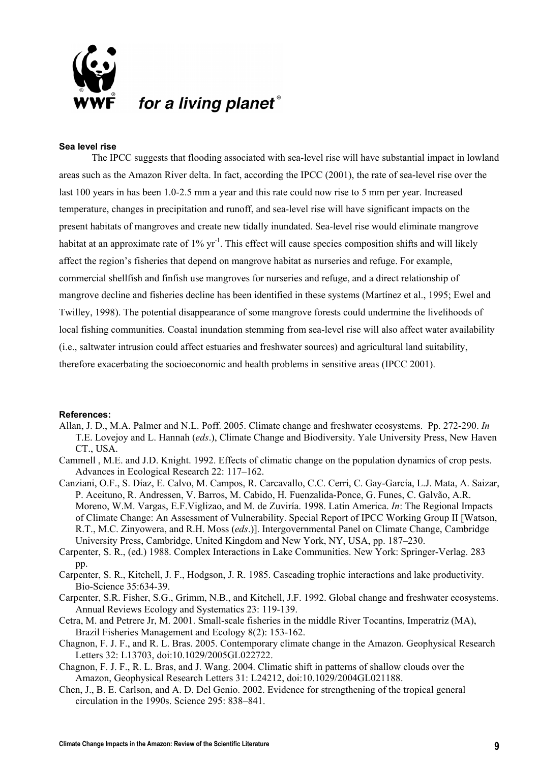**Sea level rise**

The IPCC suggests that flooding associated with sea-level rise will have substantial impact in lowland areas such as the Amazon River delta. In fact, according the IPCC (2001), the rate of sea-level rise over the last 100 years in has been 1.0-2.5 mm a year and this rate could now rise to 5 mm per year. Increased temperature, changes in precipitation and runoff, and sea-level rise will have significant impacts on the present habitats of mangroves and create new tidally inundated. Sea-level rise would eliminate mangrove habitat at an approximate rate of 1% $yr^{-1}$. This effect will cause species composition shifts and will likely affect the region's fisheries that depend on mangrove habitat as nurseries and refuge. For example, commercial shellfish and finfish use mangroves for nurseries and refuge, and a direct relationship of mangrove decline and fisheries decline has been identified in these systems (Martínez et al., 1995; Ewel and Twilley, 1998). The potential disappearance of some mangrove forests could undermine the livelihoods of local fishing communities. Coastal inundation stemming from sea-level rise will also affect water availability (i.e., saltwater intrusion could affect estuaries and freshwater sources) and agricultural land suitability, therefore exacerbating the socioeconomic and health problems in sensitive areas (IPCC 2001).

**References:**

Allan, J. D., M.A. Palmer and N.L. Poff. 2005. Climate change and freshwater ecosystems. Pp. 272-290. *In* T.E. Lovejoy and L. Hannah (*eds*.), Climate Change and Biodiversity. Yale University Press, New Haven CT., USA.

Cammell , M.E. and J.D. Knight. 1992. Effects of climatic change on the population dynamics of crop pests. Advances in Ecological Research 22: 117–162.

Canziani, O.F., S. Díaz, E. Calvo, M. Campos, R. Carcavallo, C.C. Cerri, C. Gay-García, L.J. Mata, A. Saizar, P. Aceituno, R. Andressen, V. Barros, M. Cabido, H. Fuenzalida-Ponce, G. Funes, C. Galvão, A.R. Moreno, W.M. Vargas, E.F.Viglizao, and M. de Zuviría. 1998. Latin America. *In*: The Regional Impacts of Climate Change: An Assessment of Vulnerability. Special Report of IPCC Working Group II [Watson, R.T., M.C. Zinyowera, and R.H. Moss (*eds*.)]. Intergovernmental Panel on Climate Change, Cambridge University Press, Cambridge, United Kingdom and New York, NY, USA, pp. 187–230.

Carpenter, S. R., (ed.) 1988. Complex Interactions in Lake Communities. New York: Springer-Verlag. 283 pp.

Carpenter, S. R., Kitchell, J. F., Hodgson, J. R. 1985. Cascading trophic interactions and lake productivity. Bio-Science 35:634-39.

Carpenter, S.R. Fisher, S.G., Grimm, N.B., and Kitchell, J.F. 1992. Global change and freshwater ecosystems. Annual Reviews Ecology and Systematics 23: 119-139.

Cetra, M. and Petrere Jr, M. 2001. Small-scale fisheries in the middle River Tocantins, Imperatriz (MA), Brazil Fisheries Management and Ecology 8(2): 153-162.

Chagnon, F. J. F., and R. L. Bras. 2005. Contemporary climate change in the Amazon. Geophysical Research Letters 32: L13703, doi:10.1029/2005GL022722.

Chagnon, F. J. F., R. L. Bras, and J. Wang. 2004. Climatic shift in patterns of shallow clouds over the Amazon, Geophysical Research Letters 31: L24212, doi:10.1029/2004GL021188.

Chen, J., B. E. Carlson, and A. D. Del Genio. 2002. Evidence for strengthening of the tropical general circulation in the 1990s. Science 295: 838–841.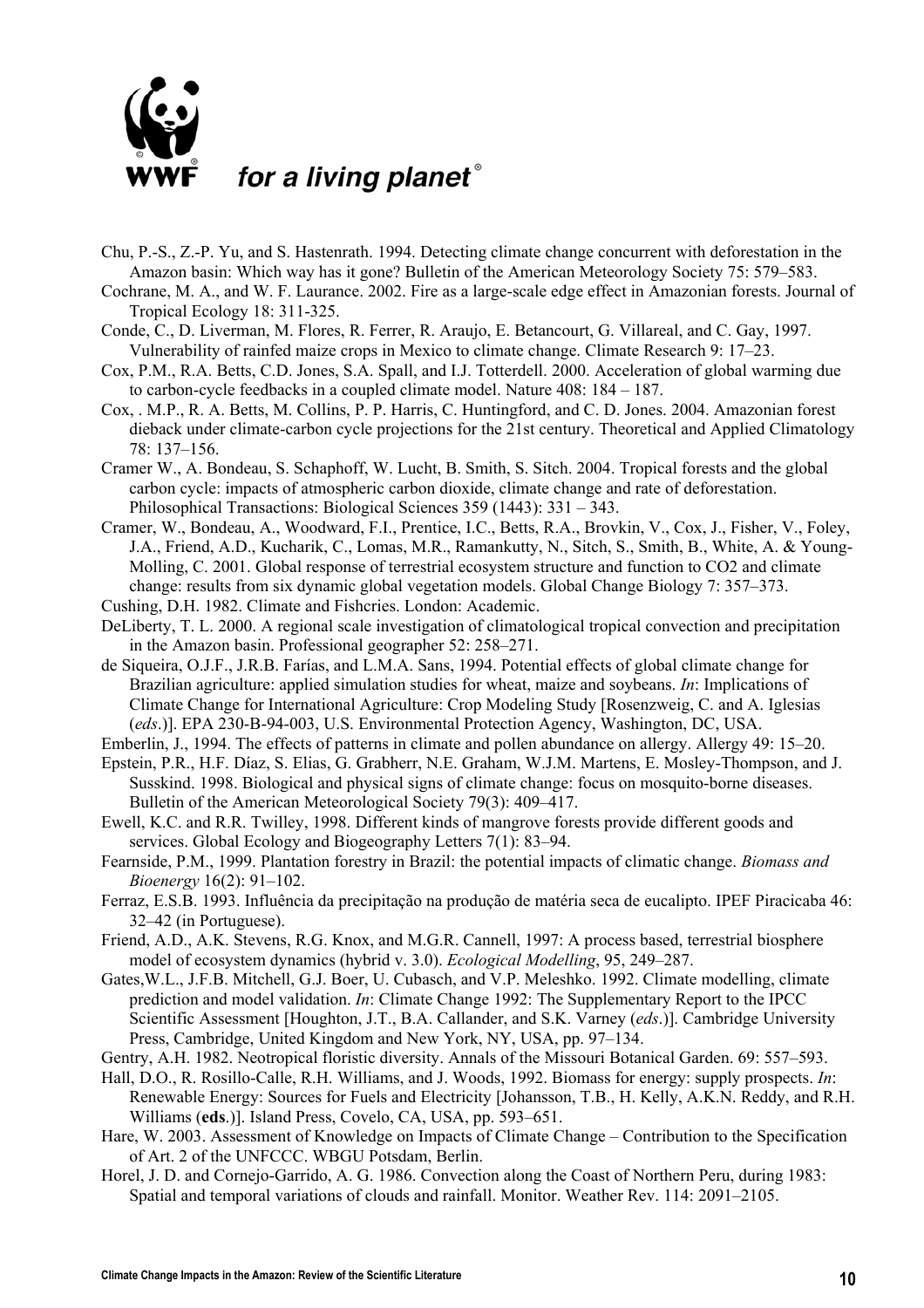Chu, P.-S., Z.-P. Yu, and S. Hastenrath. 1994. Detecting climate change concurrent with deforestation in the Amazon basin: Which way has it gone? Bulletin of the American Meteorology Society 75: 579–583.

Cochrane, M. A., and W. F. Laurance. 2002. Fire as a large-scale edge effect in Amazonian forests. Journal of Tropical Ecology 18: 311-325.

Conde, C., D. Liverman, M. Flores, R. Ferrer, R. Araujo, E. Betancourt, G. Villareal, and C. Gay, 1997. Vulnerability of rainfed maize crops in Mexico to climate change. Climate Research 9: 17–23.

Cox, P.M., R.A. Betts, C.D. Jones, S.A. Spall, and I.J. Totterdell. 2000. Acceleration of global warming due to carbon-cycle feedbacks in a coupled climate model. Nature 408: 184 – 187.

Cox, . M.P., R. A. Betts, M. Collins, P. P. Harris, C. Huntingford, and C. D. Jones. 2004. Amazonian forest dieback under climate-carbon cycle projections for the 21st century. Theoretical and Applied Climatology 78: 137–156.

Cramer W., A. Bondeau, S. Schaphoff, W. Lucht, B. Smith, S. Sitch. 2004. Tropical forests and the global carbon cycle: impacts of atmospheric carbon dioxide, climate change and rate of deforestation. Philosophical Transactions: Biological Sciences 359 (1443): 331 – 343.

Cramer, W., Bondeau, A., Woodward, F.I., Prentice, I.C., Betts, R.A., Brovkin, V., Cox, J., Fisher, V., Foley, J.A., Friend, A.D., Kucharik, C., Lomas, M.R., Ramankutty, N., Sitch, S., Smith, B., White, A. & Young-Molling, C. 2001. Global response of terrestrial ecosystem structure and function to CO2 and climate change: results from six dynamic global vegetation models. Global Change Biology 7: 357–373.

Cushing, D.H. 1982. Climate and Fishcries. London: Academic.

DeLiberty, T. L. 2000. A regional scale investigation of climatological tropical convection and precipitation in the Amazon basin. Professional geographer 52: 258–271.

de Siqueira, O.J.F., J.R.B. Farías, and L.M.A. Sans, 1994. Potential effects of global climate change for Brazilian agriculture: applied simulation studies for wheat, maize and soybeans. *In*: Implications of Climate Change for International Agriculture: Crop Modeling Study [Rosenzweig, C. and A. Iglesias (*eds*.)]. EPA 230-B-94-003, U.S. Environmental Protection Agency, Washington, DC, USA.

Emberlin, J., 1994. The effects of patterns in climate and pollen abundance on allergy. Allergy 49: 15–20.

Epstein, P.R., H.F. Díaz, S. Elias, G. Grabherr, N.E. Graham, W.J.M. Martens, E. Mosley-Thompson, and J. Susskind. 1998. Biological and physical signs of climate change: focus on mosquito-borne diseases. Bulletin of the American Meteorological Society 79(3): 409–417.

Ewell, K.C. and R.R. Twilley, 1998. Different kinds of mangrove forests provide different goods and services. Global Ecology and Biogeography Letters 7(1): 83–94.

Fearnside, P.M., 1999. Plantation forestry in Brazil: the potential impacts of climatic change. *Biomass and Bioenergy* 16(2): 91–102.

Ferraz, E.S.B. 1993. Influência da precipitação na produção de matéria seca de eucalipto. IPEF Piracicaba 46: 32–42 (in Portuguese).

Friend, A.D., A.K. Stevens, R.G. Knox, and M.G.R. Cannell, 1997: A process based, terrestrial biosphere model of ecosystem dynamics (hybrid v. 3.0). *Ecological Modelling*, 95, 249–287.

Gates,W.L., J.F.B. Mitchell, G.J. Boer, U. Cubasch, and V.P. Meleshko. 1992. Climate modelling, climate prediction and model validation. *In*: Climate Change 1992: The Supplementary Report to the IPCC Scientific Assessment [Houghton, J.T., B.A. Callander, and S.K. Varney (*eds*.)]. Cambridge University Press, Cambridge, United Kingdom and New York, NY, USA, pp. 97–134.

Gentry, A.H. 1982. Neotropical floristic diversity. Annals of the Missouri Botanical Garden. 69: 557–593.

Hall, D.O., R. Rosillo-Calle, R.H. Williams, and J. Woods, 1992. Biomass for energy: supply prospects. *In*: Renewable Energy: Sources for Fuels and Electricity [Johansson, T.B., H. Kelly, A.K.N. Reddy, and R.H. Williams (**eds**.)]. Island Press, Covelo, CA, USA, pp. 593–651.

Hare, W. 2003. Assessment of Knowledge on Impacts of Climate Change – Contribution to the Specification of Art. 2 of the UNFCCC. WBGU Potsdam, Berlin.

Horel, J. D. and Cornejo-Garrido, A. G. 1986. Convection along the Coast of Northern Peru, during 1983: Spatial and temporal variations of clouds and rainfall. Monitor. Weather Rev. 114: 2091–2105.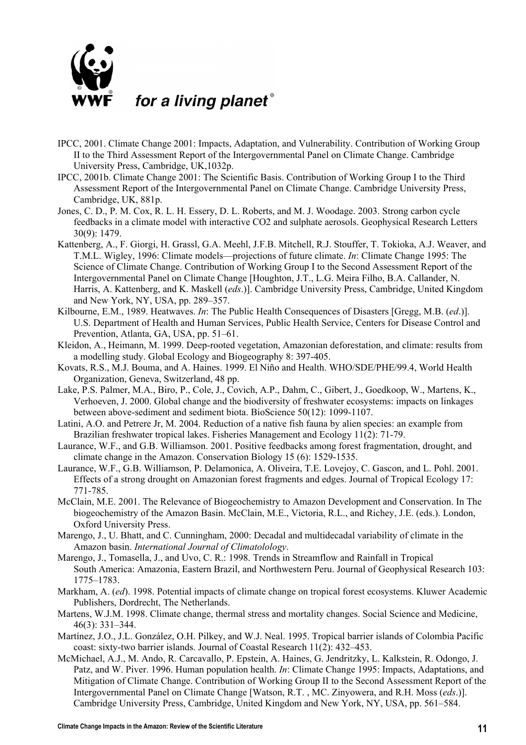IPCC, 2001. Climate Change 2001: Impacts, Adaptation, and Vulnerability. Contribution of Working Group II to the Third Assessment Report of the Intergovernmental Panel on Climate Change. Cambridge University Press, Cambridge, UK,1032p.

IPCC, 2001b. Climate Change 2001: The Scientific Basis. Contribution of Working Group I to the Third Assessment Report of the Intergovernmental Panel on Climate Change. Cambridge University Press, Cambridge, UK, 881p.

Jones, C. D., P. M. Cox, R. L. H. Essery, D. L. Roberts, and M. J. Woodage. 2003. Strong carbon cycle feedbacks in a climate model with interactive CO2 and sulphate aerosols. Geophysical Research Letters 30(9): 1479.

Kattenberg, A., F. Giorgi, H. Grassl, G.A. Meehl, J.F.B. Mitchell, R.J. Stouffer, T. Tokioka, A.J. Weaver, and T.M.L. Wigley, 1996: Climate models—projections of future climate. *In*: Climate Change 1995: The Science of Climate Change. Contribution of Working Group I to the Second Assessment Report of the Intergovernmental Panel on Climate Change [Houghton, J.T., L.G. Meira Filho, B.A. Callander, N. Harris, A. Kattenberg, and K. Maskell (*eds*.)]. Cambridge University Press, Cambridge, United Kingdom and New York, NY, USA, pp. 289–357.

Kilbourne, E.M., 1989. Heatwaves. *In*: The Public Health Consequences of Disasters [Gregg, M.B. (*ed*.)]. U.S. Department of Health and Human Services, Public Health Service, Centers for Disease Control and Prevention, Atlanta, GA, USA, pp. 51–61.

Kleidon, A., Heimann, M. 1999. Deep-rooted vegetation, Amazonian deforestation, and climate: results from a modelling study. Global Ecology and Biogeography 8: 397-405.

Kovats, R.S., M.J. Bouma, and A. Haines. 1999. El Niño and Health. WHO/SDE/PHE/99.4, World Health Organization, Geneva, Switzerland, 48 pp.

Lake, P.S. Palmer, M.A., Biro, P., Cole, J., Covich, A.P., Dahm, C., Gibert, J., Goedkoop, W., Martens, K., Verhoeven, J. 2000. Global change and the biodiversity of freshwater ecosystems: impacts on linkages between above-sediment and sediment biota. BioScience 50(12): 1099-1107.

Latini, A.O. and Petrere Jr, M. 2004. Reduction of a native fish fauna by alien species: an example from Brazilian freshwater tropical lakes. Fisheries Management and Ecology 11(2): 71-79.

Laurance, W.F., and G.B. Williamson. 2001. Positive feedbacks among forest fragmentation, drought, and climate change in the Amazon. Conservation Biology 15 (6): 1529-1535.

Laurance, W.F., G.B. Williamson, P. Delamonica, A. Oliveira, T.E. Lovejoy, C. Gascon, and L. Pohl. 2001. Effects of a strong drought on Amazonian forest fragments and edges. Journal of Tropical Ecology 17: 771-785.

McClain, M.E. 2001. The Relevance of Biogeochemistry to Amazon Development and Conservation. In The biogeochemistry of the Amazon Basin. McClain, M.E., Victoria, R.L., and Richey, J.E. (eds.). London, Oxford University Press.

Marengo, J., U. Bhatt, and C. Cunningham, 2000: Decadal and multidecadal variability of climate in the Amazon basin. *International Journal of Climatolology*.

Marengo, J., Tomasella, J., and Uvo, C. R.: 1998. Trends in Streamflow and Rainfall in Tropical South America: Amazonia, Eastern Brazil, and Northwestern Peru. Journal of Geophysical Research 103: 1775–1783.

Markham, A. (*ed*). 1998. Potential impacts of climate change on tropical forest ecosystems. Kluwer Academic Publishers, Dordrecht, The Netherlands.

Martens, W.J.M. 1998. Climate change, thermal stress and mortality changes. Social Science and Medicine, 46(3): 331–344.

Martínez, J.O., J.L. González, O.H. Pilkey, and W.J. Neal. 1995. Tropical barrier islands of Colombia Pacific coast: sixty-two barrier islands. Journal of Coastal Research 11(2): 432–453.

McMichael, A.J., M. Ando, R. Carcavallo, P. Epstein, A. Haines, G. Jendritzky, L. Kalkstein, R. Odongo, J. Patz, and W. Piver. 1996. Human population health. *In*: Climate Change 1995: Impacts, Adaptations, and Mitigation of Climate Change. Contribution of Working Group II to the Second Assessment Report of the Intergovernmental Panel on Climate Change [Watson, R.T. , MC. Zinyowera, and R.H. Moss (*eds*.)]. Cambridge University Press, Cambridge, United Kingdom and New York, NY, USA, pp. 561–584.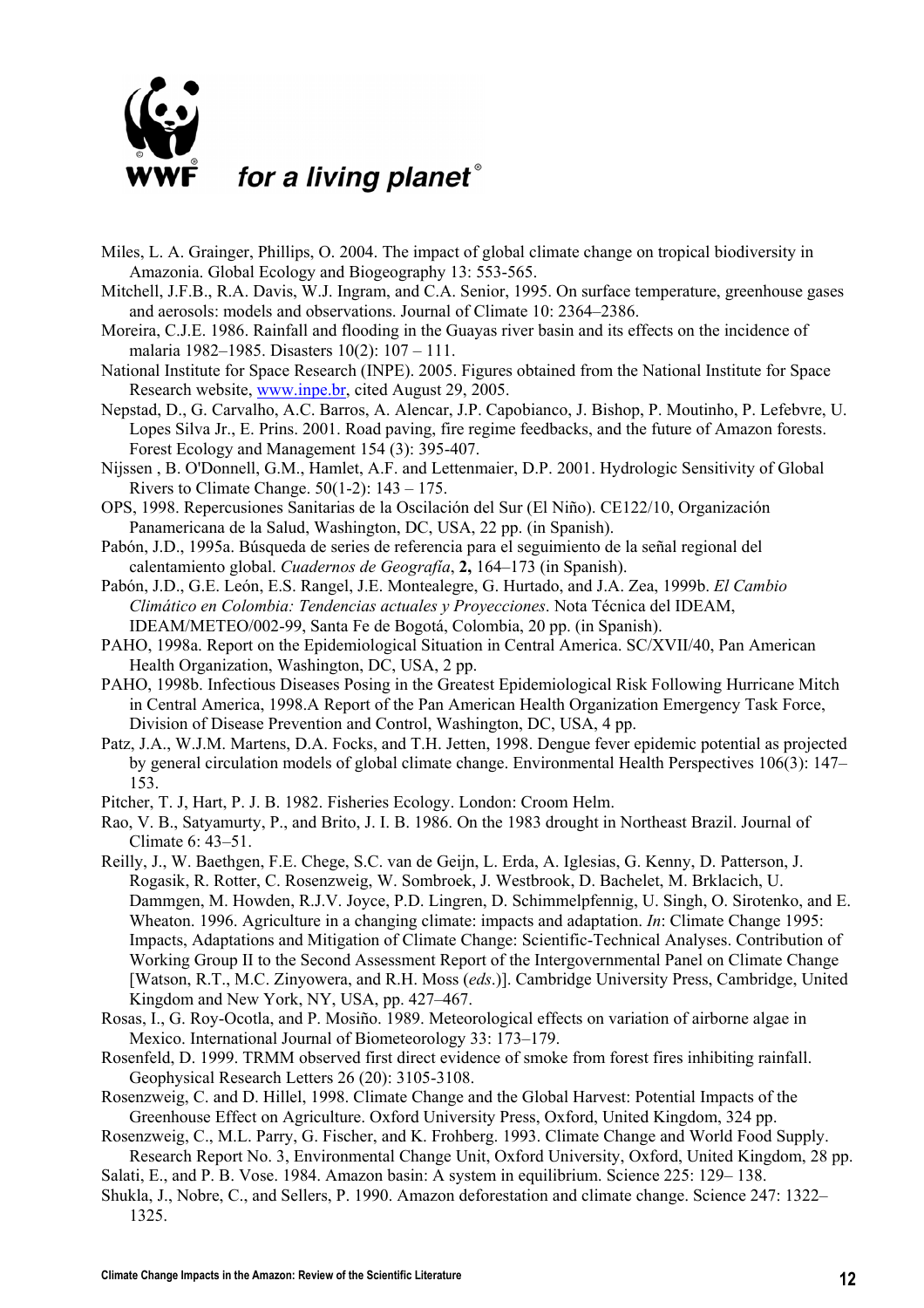Miles, L. A. Grainger, Phillips, O. 2004. The impact of global climate change on tropical biodiversity in Amazonia. Global Ecology and Biogeography 13: 553-565.

Mitchell, J.F.B., R.A. Davis, W.J. Ingram, and C.A. Senior, 1995. On surface temperature, greenhouse gases and aerosols: models and observations. Journal of Climate 10: 2364–2386.

Moreira, C.J.E. 1986. Rainfall and flooding in the Guayas river basin and its effects on the incidence of malaria 1982–1985. Disasters 10(2): 107 – 111.

National Institute for Space Research (INPE). 2005. Figures obtained from the National Institute for Space Research website, www.inpe.br, cited August 29, 2005.

Nepstad, D., G. Carvalho, A.C. Barros, A. Alencar, J.P. Capobianco, J. Bishop, P. Moutinho, P. Lefebvre, U. Lopes Silva Jr., E. Prins. 2001. Road paving, fire regime feedbacks, and the future of Amazon forests. Forest Ecology and Management 154 (3): 395-407.

Nijssen , B. O'Donnell, G.M., Hamlet, A.F. and Lettenmaier, D.P. 2001. Hydrologic Sensitivity of Global Rivers to Climate Change. 50(1-2): 143 – 175.

OPS, 1998. Repercusiones Sanitarias de la Oscilación del Sur (El Niño). CE122/10, Organización Panamericana de la Salud, Washington, DC, USA, 22 pp. (in Spanish).

Pabón, J.D., 1995a. Búsqueda de series de referencia para el seguimiento de la señal regional del calentamiento global. *Cuadernos de Geografía*, **2,** 164–173 (in Spanish).

Pabón, J.D., G.E. León, E.S. Rangel, J.E. Montealegre, G. Hurtado, and J.A. Zea, 1999b. *El Cambio Climático en Colombia: Tendencias actuales y Proyecciones*. Nota Técnica del IDEAM, IDEAM/METEO/002-99, Santa Fe de Bogotá, Colombia, 20 pp. (in Spanish).

PAHO, 1998a. Report on the Epidemiological Situation in Central America. SC/XVII/40, Pan American Health Organization, Washington, DC, USA, 2 pp.

PAHO, 1998b. Infectious Diseases Posing in the Greatest Epidemiological Risk Following Hurricane Mitch in Central America, 1998.A Report of the Pan American Health Organization Emergency Task Force, Division of Disease Prevention and Control, Washington, DC, USA, 4 pp.

Patz, J.A., W.J.M. Martens, D.A. Focks, and T.H. Jetten, 1998. Dengue fever epidemic potential as projected by general circulation models of global climate change. Environmental Health Perspectives 106(3): 147–153.

Pitcher, T. J, Hart, P. J. B. 1982. Fisheries Ecology. London: Croom Helm.

Rao, V. B., Satyamurty, P., and Brito, J. I. B. 1986. On the 1983 drought in Northeast Brazil. Journal of Climate 6: 43–51.

Reilly, J., W. Baethgen, F.E. Chege, S.C. van de Geijn, L. Erda, A. Iglesias, G. Kenny, D. Patterson, J. Rogasik, R. Rotter, C. Rosenzweig, W. Sombroek, J. Westbrook, D. Bachelet, M. Brklacich, U. Dammgen, M. Howden, R.J.V. Joyce, P.D. Lingren, D. Schimmelpfennig, U. Singh, O. Sirotenko, and E. Wheaton. 1996. Agriculture in a changing climate: impacts and adaptation. *In*: Climate Change 1995: Impacts, Adaptations and Mitigation of Climate Change: Scientific-Technical Analyses. Contribution of Working Group II to the Second Assessment Report of the Intergovernmental Panel on Climate Change [Watson, R.T., M.C. Zinyowera, and R.H. Moss (*eds*.)]. Cambridge University Press, Cambridge, United Kingdom and New York, NY, USA, pp. 427–467.

Rosas, I., G. Roy-Ocotla, and P. Mosiño. 1989. Meteorological effects on variation of airborne algae in Mexico. International Journal of Biometeorology 33: 173–179.

Rosenfeld, D. 1999. TRMM observed first direct evidence of smoke from forest fires inhibiting rainfall. Geophysical Research Letters 26 (20): 3105-3108.

Rosenzweig, C. and D. Hillel, 1998. Climate Change and the Global Harvest: Potential Impacts of the Greenhouse Effect on Agriculture. Oxford University Press, Oxford, United Kingdom, 324 pp.

Rosenzweig, C., M.L. Parry, G. Fischer, and K. Frohberg. 1993. Climate Change and World Food Supply. Research Report No. 3, Environmental Change Unit, Oxford University, Oxford, United Kingdom, 28 pp.

Salati, E., and P. B. Vose. 1984. Amazon basin: A system in equilibrium. Science 225: 129– 138.

Shukla, J., Nobre, C., and Sellers, P. 1990. Amazon deforestation and climate change. Science 247: 1322–1325.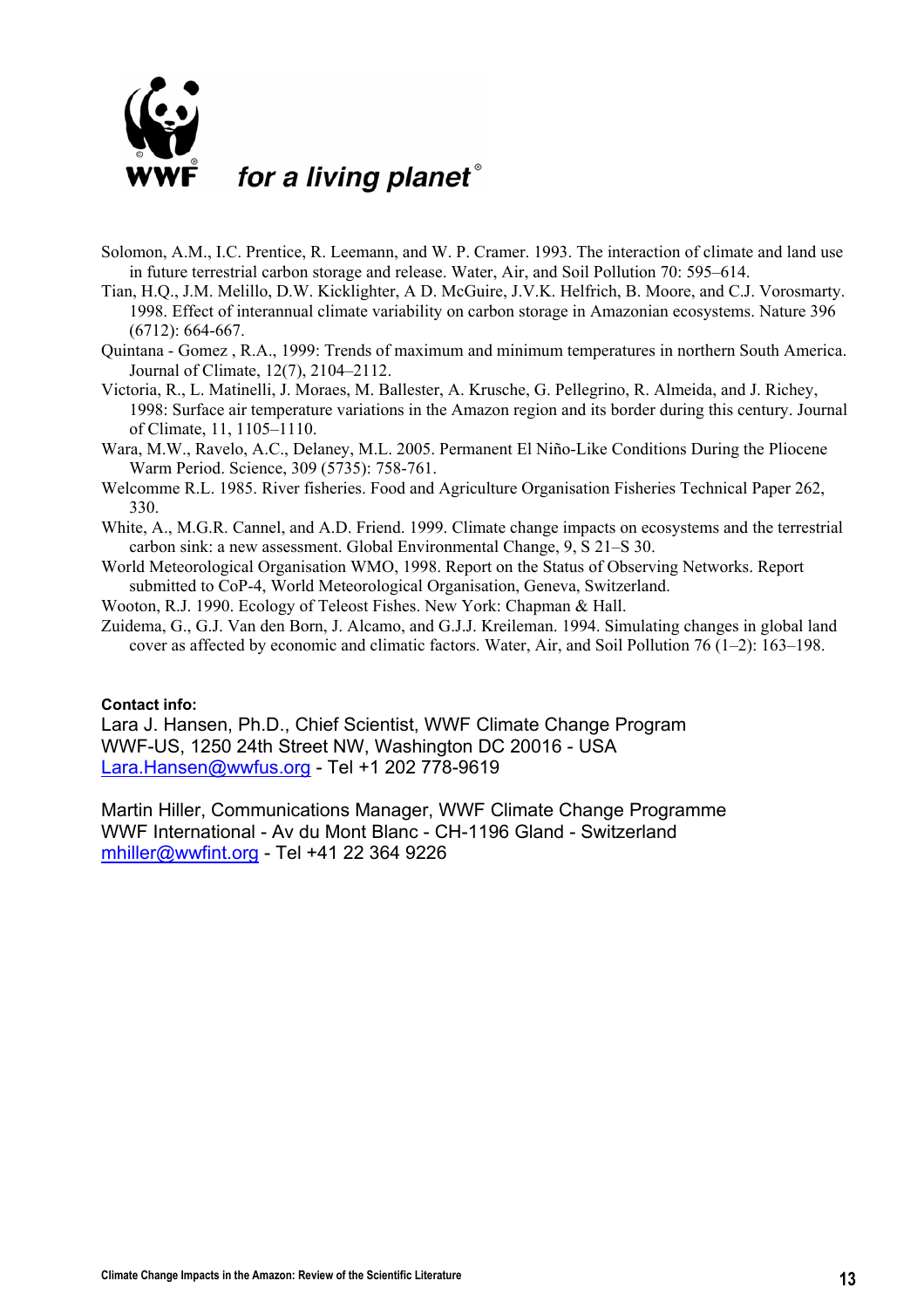Solomon, A.M., I.C. Prentice, R. Leemann, and W. P. Cramer. 1993. The interaction of climate and land use in future terrestrial carbon storage and release. Water, Air, and Soil Pollution 70: 595–614.

Tian, H.Q., J.M. Melillo, D.W. Kicklighter, A D. McGuire, J.V.K. Helfrich, B. Moore, and C.J. Vorosmarty. 1998. Effect of interannual climate variability on carbon storage in Amazonian ecosystems. Nature 396 (6712): 664-667.

Quintana - Gomez , R.A., 1999: Trends of maximum and minimum temperatures in northern South America. Journal of Climate, 12(7), 2104–2112.

Victoria, R., L. Matinelli, J. Moraes, M. Ballester, A. Krusche, G. Pellegrino, R. Almeida, and J. Richey, 1998: Surface air temperature variations in the Amazon region and its border during this century. Journal of Climate, 11, 1105–1110.

Wara, M.W., Ravelo, A.C., Delaney, M.L. 2005. Permanent El Niño-Like Conditions During the Pliocene Warm Period. Science, 309 (5735): 758-761.

Welcomme R.L. 1985. River fisheries. Food and Agriculture Organisation Fisheries Technical Paper 262, 330.

White, A., M.G.R. Cannel, and A.D. Friend. 1999. Climate change impacts on ecosystems and the terrestrial carbon sink: a new assessment. Global Environmental Change, 9, S 21–S 30.

World Meteorological Organisation WMO, 1998. Report on the Status of Observing Networks. Report submitted to CoP-4, World Meteorological Organisation, Geneva, Switzerland.

Wooton, R.J. 1990. Ecology of Teleost Fishes. New York: Chapman & Hall.

Zuidema, G., G.J. Van den Born, J. Alcamo, and G.J.J. Kreileman. 1994. Simulating changes in global land cover as affected by economic and climatic factors. Water, Air, and Soil Pollution 76 (1–2): 163–198.

**Contact info:**

Lara J. Hansen, Ph.D., Chief Scientist, WWF Climate Change Program
WWF-US, 1250 24th Street NW, Washington DC 20016 - USA
Lara.Hansen@wwfus.org - Tel +1 202 778-9619

Martin Hiller, Communications Manager, WWF Climate Change Programme
WWF International - Av du Mont Blanc - CH-1196 Gland - Switzerland
mhiller@wwfint.org - Tel +41 22 364 9226